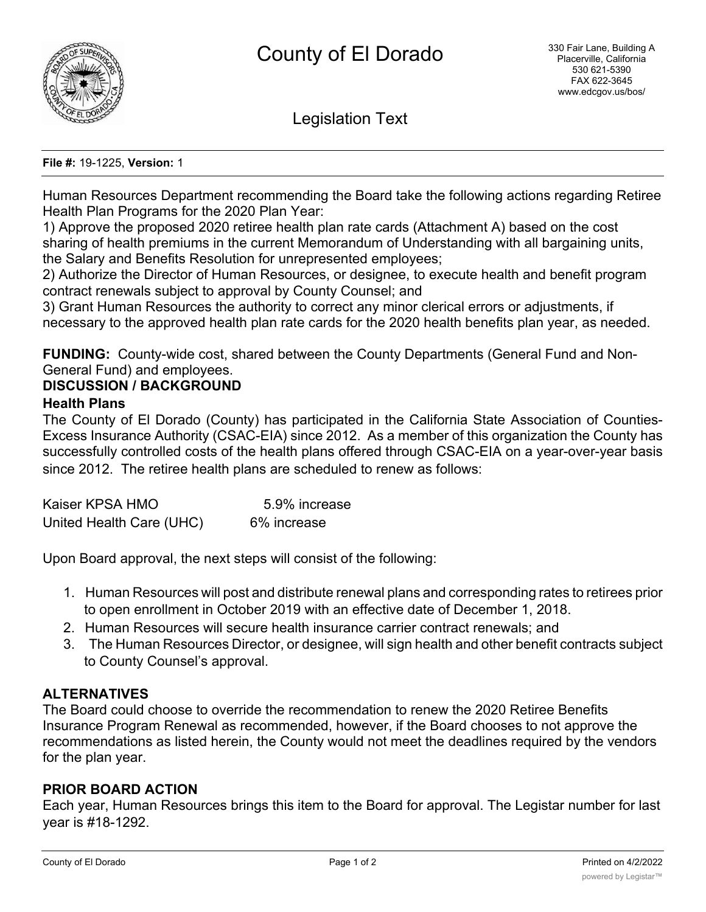# County of El Dorado

330 Fair Lane, Building A
Placerville, California
530 621-5390
FAX 622-3645
www.edcgov.us/bos/

## Legislation Text

**File #:** 19-1225, **Version:** 1

Human Resources Department recommending the Board take the following actions regarding Retiree Health Plan Programs for the 2020 Plan Year:
1) Approve the proposed 2020 retiree health plan rate cards (Attachment A) based on the cost sharing of health premiums in the current Memorandum of Understanding with all bargaining units, the Salary and Benefits Resolution for unrepresented employees;
2) Authorize the Director of Human Resources, or designee, to execute health and benefit program contract renewals subject to approval by County Counsel; and
3) Grant Human Resources the authority to correct any minor clerical errors or adjustments, if necessary to the approved health plan rate cards for the 2020 health benefits plan year, as needed.

**FUNDING:** County-wide cost, shared between the County Departments (General Fund and Non-General Fund) and employees.

**DISCUSSION / BACKGROUND**

**Health Plans**

The County of El Dorado (County) has participated in the California State Association of Counties-Excess Insurance Authority (CSAC-EIA) since 2012. As a member of this organization the County has successfully controlled costs of the health plans offered through CSAC-EIA on a year-over-year basis since 2012. The retiree health plans are scheduled to renew as follows:

| | |
|---|---|
| Kaiser KPSA HMO | 5.9% increase |
| United Health Care (UHC) | 6% increase |

Upon Board approval, the next steps will consist of the following:

1. Human Resources will post and distribute renewal plans and corresponding rates to retirees prior to open enrollment in October 2019 with an effective date of December 1, 2018.
2. Human Resources will secure health insurance carrier contract renewals; and
3. The Human Resources Director, or designee, will sign health and other benefit contracts subject to County Counsel's approval.

**ALTERNATIVES**

The Board could choose to override the recommendation to renew the 2020 Retiree Benefits Insurance Program Renewal as recommended, however, if the Board chooses to not approve the recommendations as listed herein, the County would not meet the deadlines required by the vendors for the plan year.

**PRIOR BOARD ACTION**

Each year, Human Resources brings this item to the Board for approval. The Legistar number for last year is #18-1292.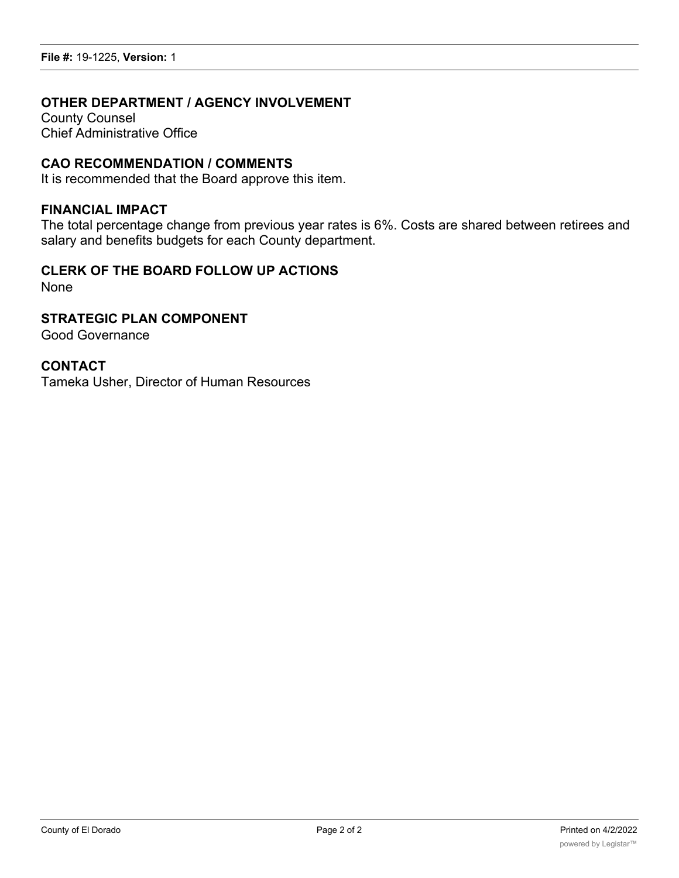## OTHER DEPARTMENT / AGENCY INVOLVEMENT

County Counsel
Chief Administrative Office

## CAO RECOMMENDATION / COMMENTS

It is recommended that the Board approve this item.

## FINANCIAL IMPACT

The total percentage change from previous year rates is 6%. Costs are shared between retirees and salary and benefits budgets for each County department.

## CLERK OF THE BOARD FOLLOW UP ACTIONS

None

## STRATEGIC PLAN COMPONENT

Good Governance

## CONTACT

Tameka Usher, Director of Human Resources